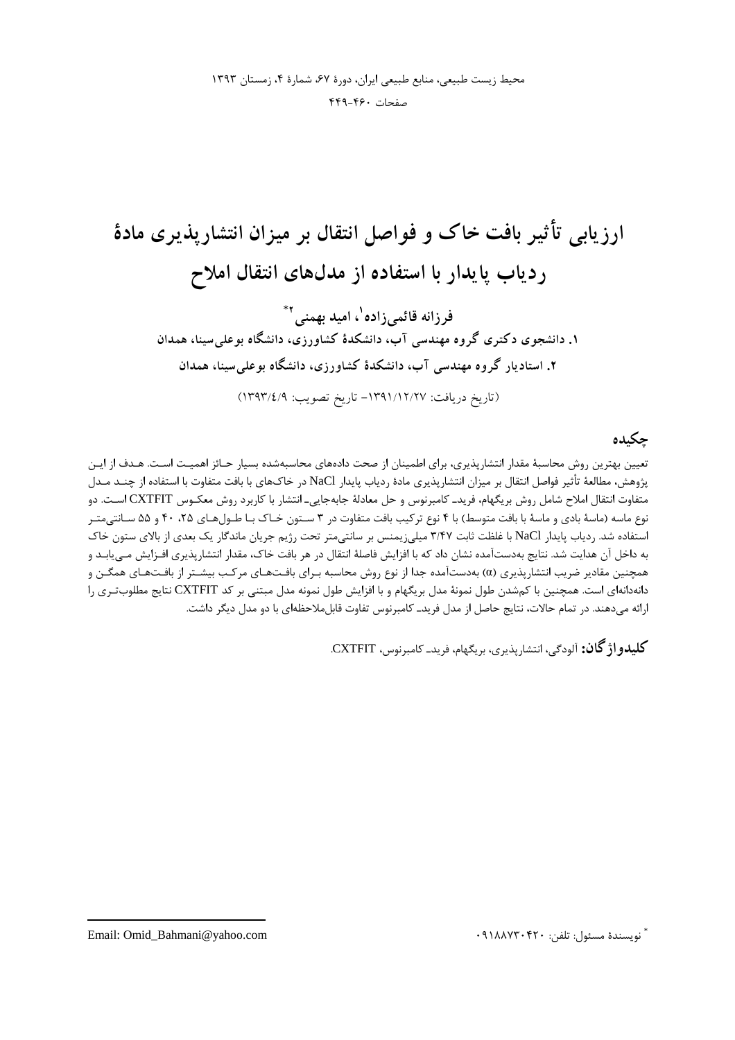# ارزیابی تأثیر بافت خاک و فواصل انتقال بر میزان انتشارپذیری مادۀ ردیاب پایدار با استفاده از مدل‌های انتقال املاح

**فرزانه قائمی‌زاده[1]، امید بهمنی[2]***

**۱. دانشجوی دکتری گروه مهندسی آب، دانشکدۀ کشاورزی، دانشگاه بوعلی‌سینا، همدان**

**۲. استادیار گروه مهندسی آب، دانشکدۀ کشاورزی، دانشگاه بوعلی‌سینا، همدان**

(تاریخ دریافت: ۱۳۹۱/۱۲/۲۷- تاریخ تصویب: ۱۳۹۳/۴/۹)

## چکیده

تعیین بهترین روش محاسبۀ مقدار انتشارپذیری، برای اطمینان از صحت داده‌های محاسبه‌شده بسیار حائز اهمیت است. هدف از این پژوهش، مطالعۀ تأثیر فواصل انتقال بر میزان انتشارپذیری مادۀ ردیاب پایدار NaCl در خاک‌های با بافت متفاوت با استفاده از چند مدل متفاوت انتقال املاح شامل روش بریگهام، فرید- کامبرنوس و حل معادلۀ جابه‌جایی- انتشار با کاربرد روش معکوس CXTFIT است. دو نوع ماسه (ماسۀ بادی و ماسۀ با بافت متوسط) با ۴ نوع ترکیب بافت متفاوت در ۳ ستون خاک با طول‌های ۲۵، ۴۰ و ۵۵ سانتی‌متر استفاده شد. ردیاب پایدار NaCl با غلظت ثابت ۳/۴۷ میلی‌زیمنس بر سانتی‌متر تحت رژیم جریان ماندگار یک بعدی از بالای ستون خاک به داخل آن هدایت شد. نتایج به‌دست‌آمده نشان داد که با افزایش فاصلۀ انتقال در هر بافت خاک، مقدار انتشارپذیری افزایش می‌یابد و همچنین مقادیر ضریب انتشارپذیری ($\alpha$) به‌دست‌آمده جدا از نوع روش محاسبه برای بافت‌های مرکب بیشتر از بافت‌های همگن و دانه‌دانه‌ای است. همچنین با کم‌شدن طول نمونۀ مدل بریگهام و با افزایش طول نمونه مدل مبتنی بر کد CXTFIT نتایج مطلوب‌تری را ارائه می‌دهند. در تمام حالات، نتایج حاصل از مدل فرید- کامبرنوس تفاوت قابل‌ملاحظه‌ای با دو مدل دیگر داشت.

**کلیدواژگان:** آلودگی، انتشارپذیری، بریگهام، فرید- کامبرنوس، CXTFIT.

---

* نویسندۀ مسئول: تلفن: ۰۹۱۸۸۷۳۰۴۲۰ Email: Omid_Bahmani@yahoo.com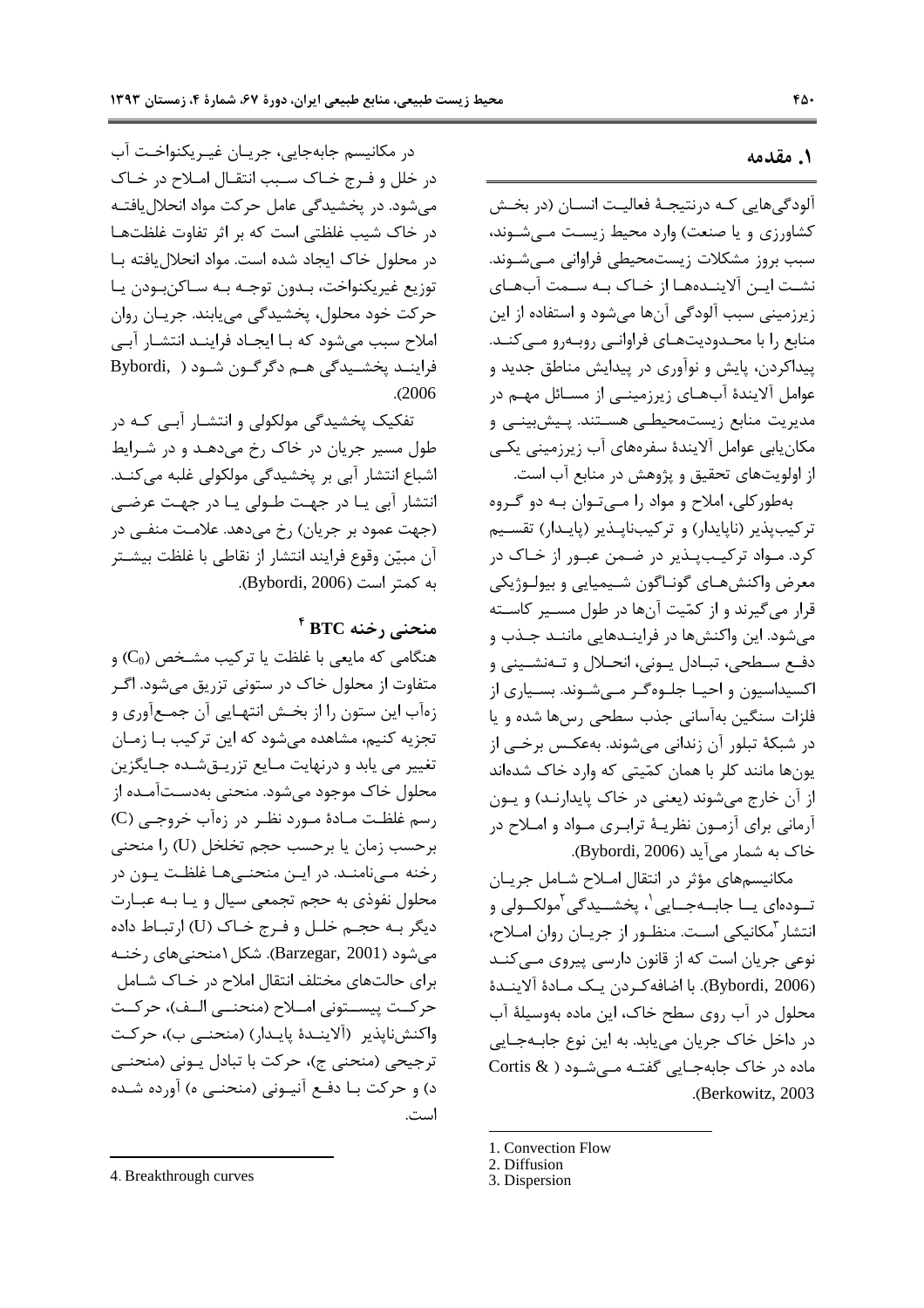## ۱. مقدمه

آلودگی‌هایی که درنتیجهٔ فعالیت انسان (در بخش کشاورزی و یا صنعت) وارد محیط زیست می‌شوند، سبب بروز مشکلات زیست‌محیطی فراوانی می‌شوند. نشت این آلاینده‌ها از خاک به سمت آب‌های زیرزمینی سبب آلودگی آن‌ها می‌شود و استفاده از این منابع را با محدودیت‌های فراوانی روبه‌رو می‌کند. پیداکردن، پایش و نوآوری در پیدایش مناطق جدید و عوامل آلایندهٔ آب‌های زیرزمینی از مسائل مهم در مدیریت منابع زیست‌محیطی هستند. پیش‌بینی و مکان‌یابی عوامل آلایندهٔ سفره‌های آب زیرزمینی یکی از اولویت‌های تحقیق و پژوهش در منابع آب است.

به‌طورکلی، املاح و مواد را می‌توان به دو گروه ترکیب‌پذیر (ناپایدار) و ترکیب‌ناپذیر (پایدار) تقسیم کرد. مواد ترکیب‌پذیر در ضمن عبور از خاک در معرض واکنش‌های گوناگون شیمیایی و بیولوژیکی قرار می‌گیرند و از کمّیت آن‌ها در طول مسیر کاسته می‌شود. این واکنش‌ها در فرایندهایی مانند جذب و دفع سطحی، تبادل یونی، انحلال و ته‌نشینی و اکسیداسیون و احیا جلوه‌گر می‌شوند. بسیاری از فلزات سنگین به‌آسانی جذب سطحی رس‌ها شده و یا در شبکهٔ تبلور آن زندانی می‌شوند. به‌عکس برخی از یون‌ها مانند کلر با همان کمّیتی که وارد خاک شده‌اند از آن خارج می‌شوند (یعنی در خاک پایدارند) و یون آرمانی برای آزمون نظریهٔ ترابری مواد و املاح در خاک به شمار می‌آید (Bybordi, 2006).

مکانیسم‌های مؤثر در انتقال املاح شامل جریان توده‌ای یا جابه‌جایی[1]، پخشیدگی[2] مولکولی و انتشار[3] مکانیکی است. منظور از جریان روان املاح، نوعی جریان است که از قانون دارسی پیروی می‌کند (Bybordi, 2006). با اضافه‌کردن یک مادهٔ آلایندهٔ محلول در آب روی سطح خاک، این ماده به‌وسیلهٔ آب در داخل خاک جریان می‌یابد. به این نوع جابه‌جایی ماده در خاک جابه‌جایی گفته می‌شود (Cortis & Berkowitz, 2003).

در مکانیسم جابه‌جایی، جریان غیریکنواخت آب در خلل و فرج خاک سبب انتقال املاح در خاک می‌شود. در پخشیدگی عامل حرکت مواد انحلال‌یافته در خاک شیب غلظتی است که بر اثر تفاوت غلظت‌ها در محلول خاک ایجاد شده است. مواد انحلال‌یافته با توزیع غیریکنواخت، بدون توجه به ساکن‌بودن یا حرکت خود محلول، پخشیدگی می‌یابند. جریان روان املاح سبب می‌شود که با ایجاد فرایند انتشار آبی فرایند پخشیدگی هم دگرگون شود (Bybordi, 2006).

تفکیک پخشیدگی مولکولی و انتشار آبی که در طول مسیر جریان در خاک رخ می‌دهد و در شرایط اشباع انتشار آبی بر پخشیدگی مولکولی غلبه می‌کند. انتشار آبی یا در جهت طولی یا در جهت عرضی (جهت عمود بر جریان) رخ می‌دهد. علامت منفی در آن مبیّن وقوع فرایند انتشار از نقاطی با غلظت بیشتر به کمتر است (Bybordi, 2006).

### منحنی رخنه BTC [4]

هنگامی که مایعی با غلظت یا ترکیب مشخص ($C_0$) و متفاوت از محلول خاک در ستونی تزریق می‌شود. اگر زه‌آب این ستون را از بخش انتهایی آن جمع‌آوری و تجزیه کنیم، مشاهده می‌شود که این ترکیب با زمان تغییر می یابد و درنهایت مایع تزریق‌شده جایگزین محلول خاک موجود می‌شود. منحنی به‌دست‌آمده از رسم غلظت مادهٔ مورد نظر در زه‌آب خروجی ($C$) برحسب زمان یا برحسب حجم تخلخل ($U$) را منحنی رخنه می‌نامند. در این منحنی‌ها غلظت یون در محلول نفوذی به حجم تجمعی سیال و یا به عبارت دیگر به حجم خلل و فرج خاک ($U$) ارتباط داده می‌شود (Barzegar, 2001). شکل ۱منحنی‌های رخنه برای حالت‌های مختلف انتقال املاح در خاک شامل حرکت پیستونی املاح (منحنی الف)، حرکت واکنش‌ناپذیر (آلایندهٔ پایدار) (منحنی ب)، حرکت ترجیحی (منحنی ج)، حرکت با تبادل یونی (منحنی د) و حرکت با دفع آنیونی (منحنی ه) آورده شده است.

---

1. Convection Flow
2. Diffusion
3. Dispersion
4. Breakthrough curves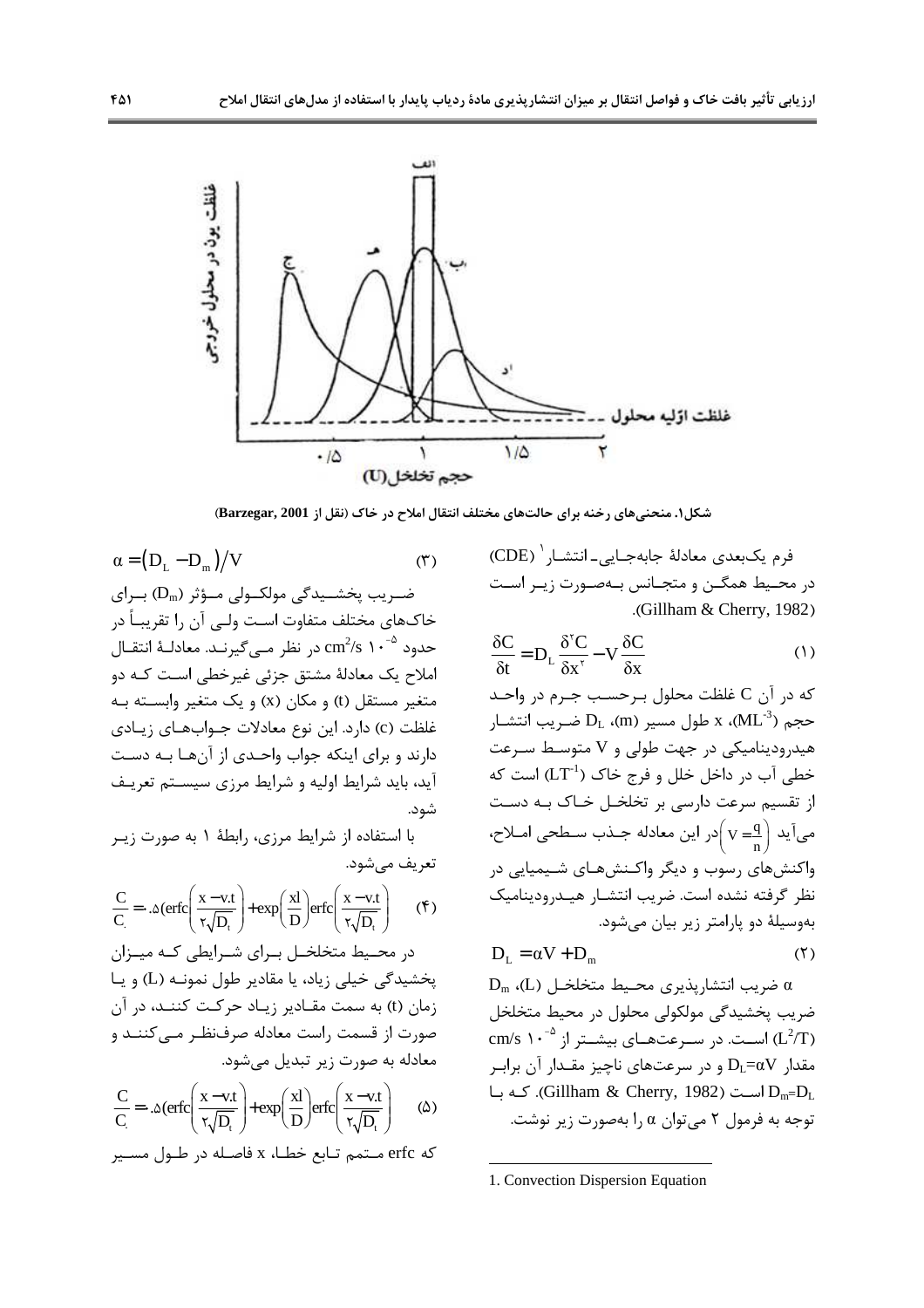شکل۱. منحنی‌های رخنه برای حالت‌های مختلف انتقال املاح در خاک (نقل از Barzegar, 2001)

فرم یک‌بعدی معادلهٔ جابه‌جایی ـ انتشار[1] (CDE) در محیط همگن و متجانس به‌صورت زیر است (Gillham & Cherry, 1982).

$$\frac{\delta C}{\delta t}=D_L\frac{\delta^2 C}{\delta x^2}-V\frac{\delta C}{\delta x} \qquad (1)$$

که در آن C غلظت محلول برحسب جرم در واحد حجم ($ML^{-3}$)، x طول مسیر (m)، $D_L$ ضریب انتشار هیدرودینامیکی در جهت طولی و V متوسط سرعت خطی آب در داخل خلل و فرج خاک ($LT^{-1}$) است که از تقسیم سرعت دارسی بر تخلخل خاک به دست می‌آید $\left(V=\frac{q}{n}\right)$ در این معادله جذب سطحی املاح، واکنش‌های رسوب و دیگر واکنش‌های شیمیایی در نظر گرفته نشده است. ضریب انتشار هیدرودینامیک به‌وسیلهٔ دو پارامتر زیر بیان می‌شود.

$$D_L=\alpha V+D_m \qquad (2)$$

α ضریب انتشارپذیری محیط متخلخل (L)، $D_m$ ضریب پخشیدگی مولکولی محلول در محیط متخلخل ($L^2/T$) است. در سرعت‌های بیشتر از $10^{-5}$ cm/s مقدار $D_L=\alpha V$ و در سرعت‌های ناچیز مقدار آن برابر $D_m=D_L$ است (Gillham & Cherry, 1982). که با توجه به فرمول ۲ می‌توان α را به‌صورت زیر نوشت.

$$\alpha=(D_L-D_m)/V \qquad (3)$$

ضریب پخشیدگی مولکولی مؤثر ($D_m$) برای خاک‌های مختلف متفاوت است ولی آن را تقریباً در حدود $10^{-5}$ cm²/s در نظر می‌گیرند. معادلهٔ انتقال املاح یک معادلهٔ مشتق جزئی غیرخطی است که دو متغیر مستقل (t) و مکان (x) و یک متغیر وابسته به غلظت (c) دارد. این نوع معادلات جواب‌های زیادی دارند و برای اینکه جواب واحدی از آن‌ها به دست آید، باید شرایط اولیه و شرایط مرزی سیستم تعریف شود.

با استفاده از شرایط مرزی، رابطهٔ ۱ به صورت زیر تعریف می‌شود.

$$\frac{C}{C_0}=0.5\left(\text{erfc}\left(\frac{x-v.t}{2\sqrt{D_t}}\right)+\exp\left(\frac{xl}{D}\right)\text{erfc}\left(\frac{x-v.t}{2\sqrt{D_t}}\right)\right) \qquad (4)$$

در محیط متخلخل برای شرایطی که میزان پخشیدگی خیلی زیاد، یا مقادیر طول نمونه (L) و یا زمان (t) به سمت مقادیر زیاد حرکت کنند، در آن صورت از قسمت راست معادله صرف‌نظر می‌کنند و معادله به صورت زیر تبدیل می‌شود.

$$\frac{C}{C_0}=0.5\left(\text{erfc}\left(\frac{x-v.t}{2\sqrt{D_t}}\right)+\exp\left(\frac{xl}{D}\right)\text{erfc}\left(\frac{x-v.t}{2\sqrt{D_t}}\right)\right) \qquad (5)$$

که erfc متمم تابع خطا، x فاصله در طول مسیر

---

1. Convection Dispersion Equation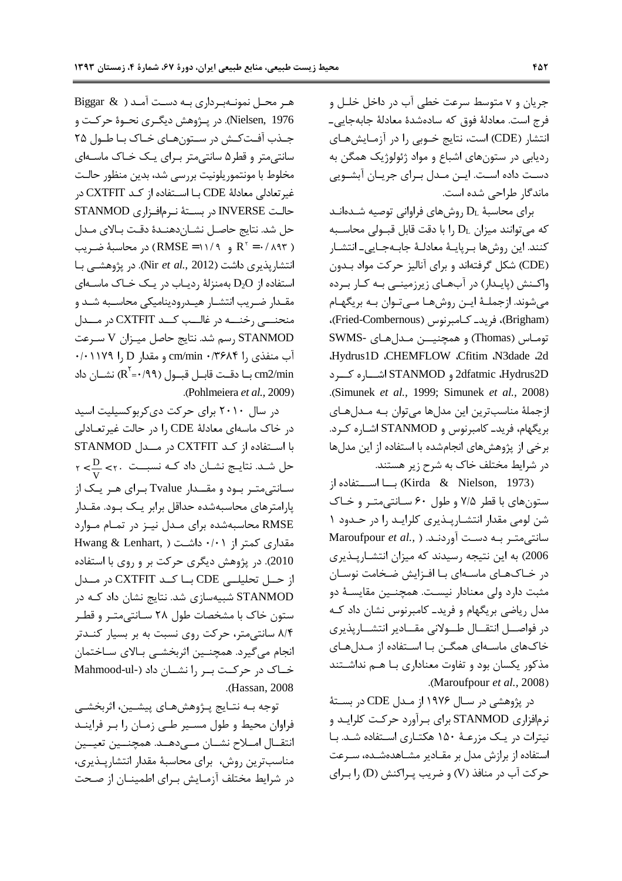جریان و v متوسط سرعت خطی آب در داخل خلل و فرج است. معادلهٔ فوق که ساده‌شدهٔ معادلهٔ جابه‌جایی-انتشار (CDE) است، نتایج خوبی را در آزمایش‌های ردیابی در ستون‌های اشباع و مواد ژئولوژیک همگن به دست داده است. این مدل برای جریان آبشویی ماندگار طراحی شده است.

برای محاسبهٔ $D_L$ روش‌های فراوانی توصیه شده‌اند که می‌توانند میزان $D_L$ را با دقت قابل قبولی محاسبه کنند. این روش‌ها برپایهٔ معادلهٔ جابه‌جایی-انتشار (CDE) شکل گرفته‌اند و برای آنالیز حرکت مواد بدون واکنش (پایدار) در آب‌های زیرزمینی به کار برده می‌شوند. ازجملهٔ این روش‌ها می‌توان به بریگهام (Brigham)، فرید-کامبرنوس (Fried-Combernous)، توماس (Thomas) و همچنین مدل‌های SWMS-2d، N3dade، Cfitim، CHEMFLOW، Hydrus1D، Hydrus2D، 2dfatmic و STANMOD اشاره کرد (Simunek *et al.*, 1999; Simunek *et al.*, 2008). ازجملهٔ مناسب‌ترین این مدل‌ها می‌توان به مدل‌های بریگهام، فرید-کامبرنوس و STANMOD اشاره کرد. برخی از پژوهش‌های انجام‌شده با استفاده از این مدل‌ها در شرایط مختلف خاک به شرح زیر هستند.

(Kirda & Nielson, 1973) با استفاده از ستون‌های با قطر ۷/۵ و طول ۶۰ سانتی‌متر و خاک شن لومی مقدار انتشارپذیری کلراید را در حدود ۱ سانتی‌متر به دست آوردند. (Maroufpour *et al.*, 2006) به این نتیجه رسیدند که میزان انتشارپذیری در خاک‌های ماسه‌ای با افزایش ضخامت نوسان مثبت دارد ولی معنادار نیست. همچنین مقایسهٔ دو مدل ریاضی بریگهام و فرید-کامبرنوس نشان داد که در فواصل انتقال طولانی مقادیر انتشارپذیری خاک‌های ماسه‌ای همگن با استفاده از مدل‌های مذکور یکسان بود و تفاوت معناداری با هم نداشتند (Maroufpour *et al.*, 2008).

در پژوهشی در سال ۱۹۷۶ از مدل CDE در بستهٔ نرم‌افزاری STANMOD برای برآورد حرکت کلراید و نیترات در یک مزرعهٔ ۱۵۰ هکتاری استفاده شد. با استفاده از برازش مدل بر مقادیر مشاهده‌شده، سرعت حرکت آب در منافذ (V) و ضریب پراکنش (D) را برای هر محل نمونه‌برداری به دست آمد (Biggar & Nielsen, 1976). در پژوهش دیگری نحوهٔ حرکت و جذب آفت‌کش در ستون‌های خاک با طول ۲۵ سانتی‌متر و قطر ۵ سانتی‌متر برای یک خاک ماسه‌ای مخلوط با مونتموریلونیت بررسی شد، بدین منظور حالت غیرتعادلی معادلهٔ CDE با استفاده از کد CXTFIT در حالت INVERSE در بستهٔ نرم‌افزاری STANMOD حل شد. نتایج حاصل نشان‌دهندهٔ دقت بالای مدل ($R^2 = ۰/۸۹۳$ و $RMSE = ۱۱/۹$) در محاسبهٔ ضریب انتشارپذیری داشت (Nir *et al.*, 2012). در پژوهشی با استفاده از $D_2O$ به‌منزلهٔ ردیاب در یک خاک ماسه‌ای مقدار ضریب انتشار هیدرودینامیکی محاسبه شد و منحنی رخنه در غالب کد CXTFIT در مدل STANMOD رسم شد. نتایج حاصل میزان V سرعت آب منفذی را ۰/۳۶۸۴ cm/min و مقدار D را ۰/۰۱۱۷۹ cm2/min با دقت قابل قبول ($R^2 = ۰/۹۹$) نشان داد (Pohlmeiera *et al.*, 2009).

در سال ۲۰۱۰ برای حرکت دی‌کربوکسیلیت اسید در خاک ماسه‌ای معادلهٔ CDE را در حالت غیرتعادلی با استفاده از کد CXTFIT در مدل STANMOD حل شد. نتایج نشان داد که نسبت $۲ < \frac{D}{V} < ۲۰$ سانتی‌متر بود و مقدار Tvalue برای هر یک از پارامترهای محاسبه‌شده حداقل برابر یک بود. مقدار RMSE محاسبه‌شده برای مدل نیز در تمام موارد مقداری کمتر از ۰/۰۱ داشت (Hwang & Lenhart, 2010). در پژوهش دیگری حرکت بر و روی با استفاده از حل تحلیلی CDE با کد CXTFIT در مدل STANMOD شبیه‌سازی شد. نتایج نشان داد که در ستون خاک با مشخصات طول ۲۸ سانتی‌متر و قطر ۸/۴ سانتی‌متر، حرکت روی نسبت به بر بسیار کندتر انجام می‌گیرد. همچنین اثربخشی بالای ساختمان خاک در حرکت بر را نشان داد (Mahmood-ul-Hassan, 2008).

توجه به نتایج پژوهش‌های پیشین، اثربخشی فراوان محیط و طول مسیر طی زمان را بر فرایند انتقال املاح نشان می‌دهد. همچنین تعیین مناسب‌ترین روش، برای محاسبهٔ مقدار انتشارپذیری، در شرایط مختلف آزمایش برای اطمینان از صحت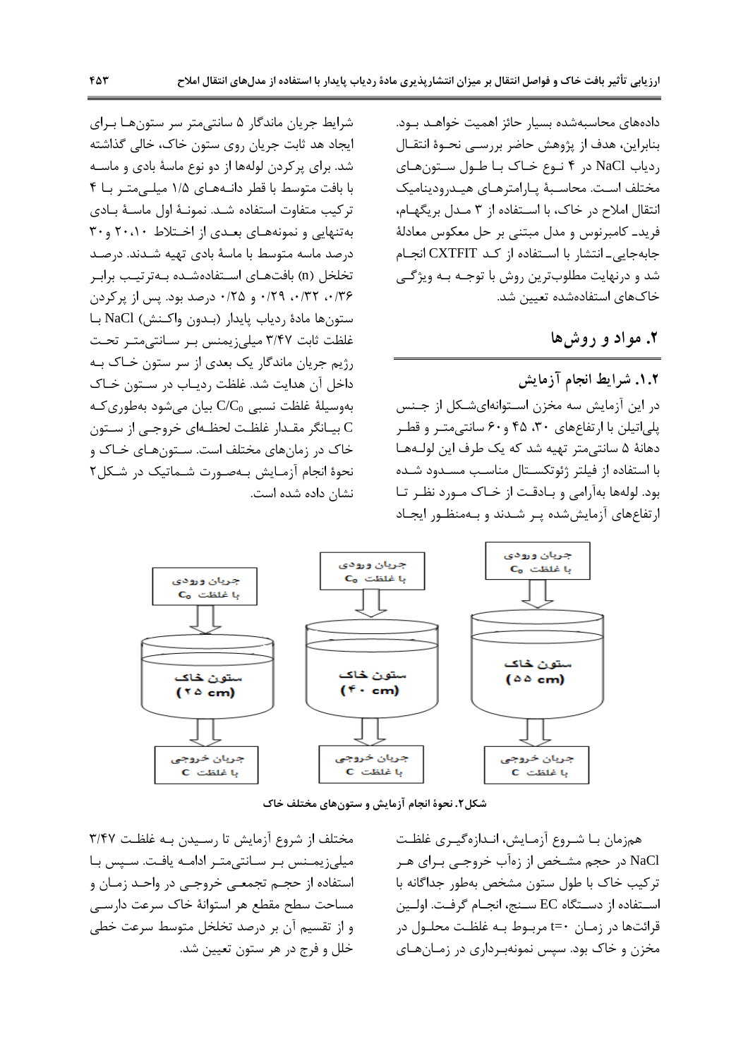داده‌های محاسبه‌شده بسیار حائز اهمیت خواهد بود. بنابراین، هدف از پژوهش حاضر بررسی نحوهٔ انتقال ردیاب NaCl در ۴ نوع خاک با طول ستون‌های مختلف است. محاسبهٔ پارامترهای هیدرودینامیک انتقال املاح در خاک، با استفاده از ۳ مدل بریگهام، فرید- کامبرنوس و مدل مبتنی بر حل معکوس معادلهٔ جابه‌جایی- انتشار با استفاده از کد CXTFIT انجام شد و درنهایت مطلوب‌ترین روش با توجه به ویژگی خاک‌های استفاده‌شده تعیین شد.

## ۲. مواد و روش‌ها

### ۱.۲. شرایط انجام آزمایش

در این آزمایش سه مخزن استوانه‌ای‌شکل از جنس پلی‌اتیلن با ارتفاع‌های ۳۰، ۴۵ و ۶۰ سانتی‌متر و قطر دهانهٔ ۵ سانتی‌متر تهیه شد که یک طرف این لوله‌ها با استفاده از فیلتر ژئوتکستال مناسب مسدود شده بود. لوله‌ها به‌آرامی و بادقت از خاک مورد نظر تا ارتفاع‌های آزمایش‌شده پر شدند و به‌منظور ایجاد شرایط جریان ماندگار ۵ سانتی‌متر سر ستون‌ها برای ایجاد هد ثابت جریان روی ستون خاک، خالی گذاشته شد. برای پرکردن لوله‌ها از دو نوع ماسهٔ بادی و ماسه با بافت متوسط با قطر دانه‌های ۱/۵ میلی‌متر با ۴ ترکیب متفاوت استفاده شد. نمونهٔ اول ماسهٔ بادی به‌تنهایی و نمونه‌های بعدی از اختلاط ۱۰، ۲۰ و ۳۰ درصد ماسه متوسط با ماسهٔ بادی تهیه شدند. درصد تخلخل (n) بافت‌های استفاده‌شده به‌ترتیب برابر ۰/۳۶، ۰/۳۲، ۰/۲۹ و ۰/۲۵ درصد بود. پس از پرکردن ستون‌ها مادهٔ ردیاب پایدار (بدون واکنش) NaCl با غلظت ثابت ۳/۴۷ میلی‌زیمنس بر سانتی‌متر تحت رژیم جریان ماندگار یک بعدی از سر ستون خاک به داخل آن هدایت شد. غلظت ردیاب در ستون خاک به‌وسیلهٔ غلظت نسبی $C/C_0$ بیان می‌شود به‌طوری‌که C بیانگر مقدار غلظت لحظه‌ای خروجی از ستون خاک در زمان‌های مختلف است. ستون‌های خاک و نحوهٔ انجام آزمایش به‌صورت شماتیک در شکل۲ نشان داده شده است.

شکل۲. نحوهٔ انجام آزمایش و ستون‌های مختلف خاک

هم‌زمان با شروع آزمایش، اندازه‌گیری غلظت NaCl در حجم مشخص از زه‌آب خروجی برای هر ترکیب خاک با طول ستون مشخص به‌طور جداگانه با استفاده از دستگاه EC سنج، انجام گرفت. اولین قرائت‌ها در زمان t=۰ مربوط به غلظت محلول در مخزن و خاک بود. سپس نمونه‌برداری در زمان‌های مختلف از شروع آزمایش تا رسیدن به غلظت ۳/۴۷ میلی‌زیمنس بر سانتی‌متر ادامه یافت. سپس با استفاده از حجم تجمعی خروجی در واحد زمان و مساحت سطح مقطع هر استوانهٔ خاک سرعت دارسی و از تقسیم آن بر درصد تخلخل متوسط سرعت خطی خلل و فرج در هر ستون تعیین شد.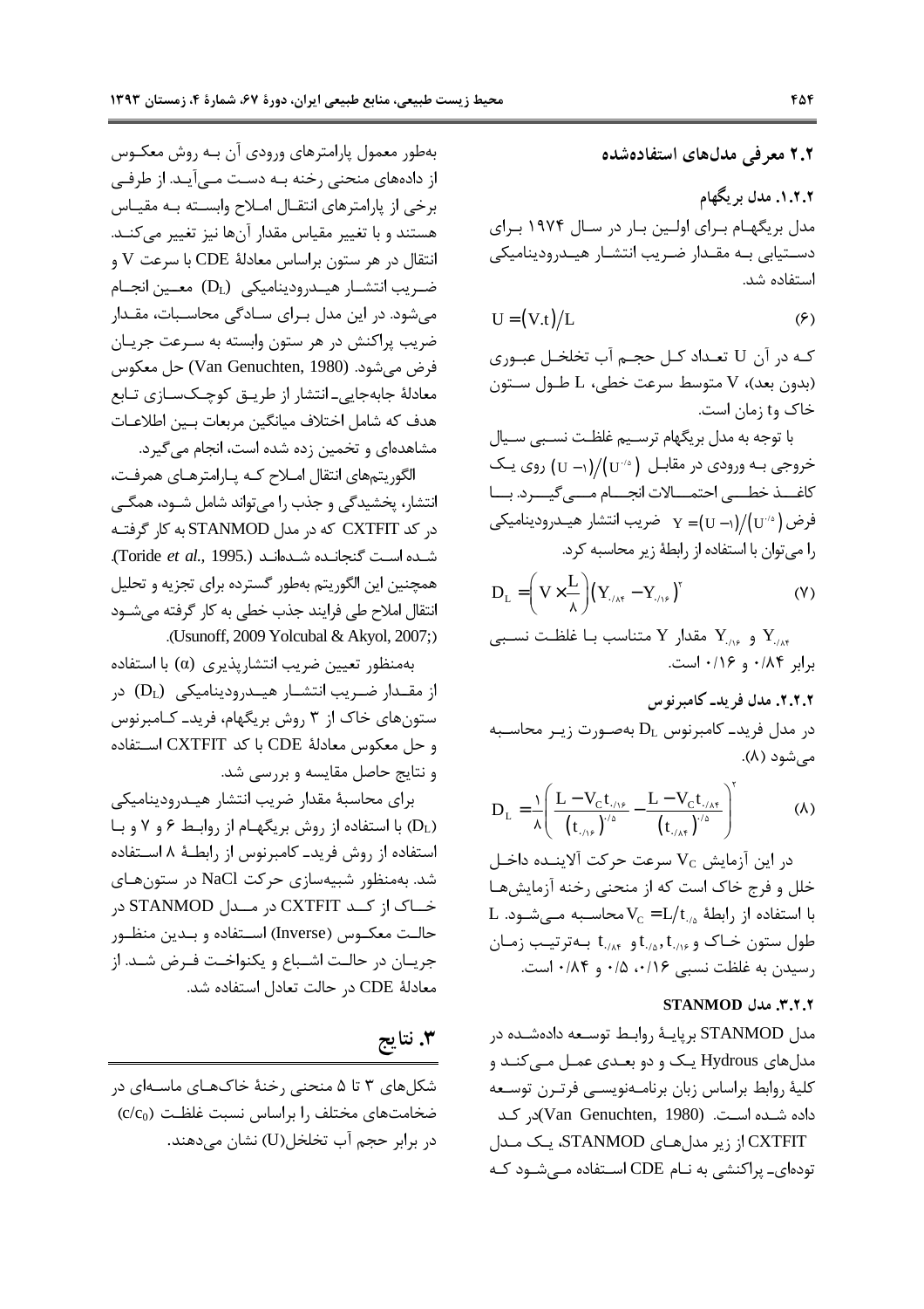## ۲.۲ معرفی مدل‌های استفاده‌شده

### ۱.۲.۲. مدل بریگهام

مدل بریگهام برای اولین بار در سال ۱۹۷۴ برای دستیابی به مقدار ضریب انتشار هیدرودینامیکی استفاده شد.

$$U = (V.t)/L \qquad (6)$$

که در آن U تعداد کل حجم آب تخلخل عبوری (بدون بعد)، V متوسط سرعت خطی، L طول ستون خاک وt زمان است.

با توجه به مدل بریگهام ترسیم غلظت نسبی سیال خروجی به ورودی در مقابل $(U-1)/(U^{0.5})$ روی یک کاغذ خطی احتمالات انجام می‌گیرد. با فرض $Y = (U-1)/(U^{0.5})$ ضریب انتشار هیدرودینامیکی را می‌توان با استفاده از رابطهٔ زیر محاسبه کرد.

$$D_L = \left(V \times \frac{L}{8}\right)\left(Y_{0.84} - Y_{0.16}\right)^2 \qquad (7)$$

$Y_{0.16}$ و $Y_{0.84}$ مقدار Y متناسب با غلظت نسبی برابر ۰/۸۴ و ۰/۱۶ است.

### ۲.۲.۲. مدل فرید- کامبرنوس

در مدل فرید- کامبرنوس $D_L$ به‌صورت زیر محاسبه می‌شود (۸).

$$D_L = \frac{1}{8}\left(\frac{L - V_C t_{0.16}}{\left(t_{0.16}\right)^{0.5}} - \frac{L - V_C t_{0.84}}{\left(t_{0.84}\right)^{0.5}}\right)^2 \qquad (8)$$

در این آزمایش $V_C$ سرعت حرکت آلاینده داخل خلل و فرج خاک است که از منحنی رخنه آزمایش‌ها با استفاده از رابطهٔ $V_C = L/t_{0.5}$ محاسبه می‌شود. L طول ستون خاک و $t_{0.16}$، $t_{0.5}$ و $t_{0.84}$ به‌ترتیب زمان رسیدن به غلظت نسبی ۰/۱۶، ۰/۵ و ۰/۸۴ است.

### ۳.۲.۲. مدل STANMOD

مدل STANMOD برپایهٔ روابط توسعه داده‌شده در مدل‌های Hydrous یک و دو بعدی عمل می‌کند و کلیهٔ روابط براساس زبان برنامه‌نویسی فرترن توسعه داده شده است. (Van Genuchten, 1980)در کد CXTFIT از زیر مدل‌های STANMOD، یک مدل توده‌ای- پراکنشی به نام CDE استفاده می‌شود که به‌طور معمول پارامترهای ورودی آن به روش معکوس از داده‌های منحنی رخنه به دست می‌آید. از طرفی برخی از پارامترهای انتقال املاح وابسته به مقیاس هستند و با تغییر مقیاس مقدار آن‌ها نیز تغییر می‌کند. انتقال در هر ستون براساس معادلهٔ CDE با سرعت V و ضریب انتشار هیدرودینامیکی ($D_L$) معین انجام می‌شود. در این مدل برای سادگی محاسبات، مقدار ضریب پراکنش در هر ستون وابسته به سرعت جریان فرض می‌شود. (Van Genuchten, 1980) حل معکوس معادلهٔ جابه‌جایی- انتشار از طریق کوچک‌سازی تابع هدف که شامل اختلاف میانگین مربعات بین اطلاعات مشاهده‌ای و تخمین زده شده است، انجام می‌گیرد.

الگوریتم‌های انتقال املاح که پارامترهای همرفت، انتشار، پخشیدگی و جذب را می‌تواند شامل شود، همگی در کد CXTFIT که در مدل STANMOD به کار گرفته شده است گنجانده شده‌اند (Toride *et al*., 1995.). همچنین این الگوریتم به‌طور گسترده برای تجزیه و تحلیل انتقال املاح طی فرایند جذب خطی به کار گرفته می‌شود (Usunoff, 2009 Yolcubal & Akyol, 2007;).

به‌منظور تعیین ضریب انتشارپذیری (α) با استفاده از مقدار ضریب انتشار هیدرودینامیکی ($D_L$) در ستون‌های خاک از ۳ روش بریگهام، فرید- کامبرنوس و حل معکوس معادلهٔ CDE با کد CXTFIT استفاده و نتایج حاصل مقایسه و بررسی شد.

برای محاسبهٔ مقدار ضریب انتشار هیدرودینامیکی ($D_L$) با استفاده از روش بریگهام از روابط ۶ و ۷ و با استفاده از روش فرید- کامبرنوس از رابطهٔ ۸ استفاده شد. به‌منظور شبیه‌سازی حرکت NaCl در ستون‌های خاک از کد CXTFIT در مدل STANMOD در حالت معکوس (Inverse) استفاده و بدین منظور جریان در حالت اشباع و یکنواخت فرض شد. از معادلهٔ CDE در حالت تعادل استفاده شد.

## ۳. نتایج

شکل‌های ۳ تا ۵ منحنی رخنهٔ خاک‌های ماسه‌ای در ضخامت‌های مختلف را براساس نسبت غلظت ($c/c_0$) در برابر حجم آب تخلخل(U) نشان می‌دهند.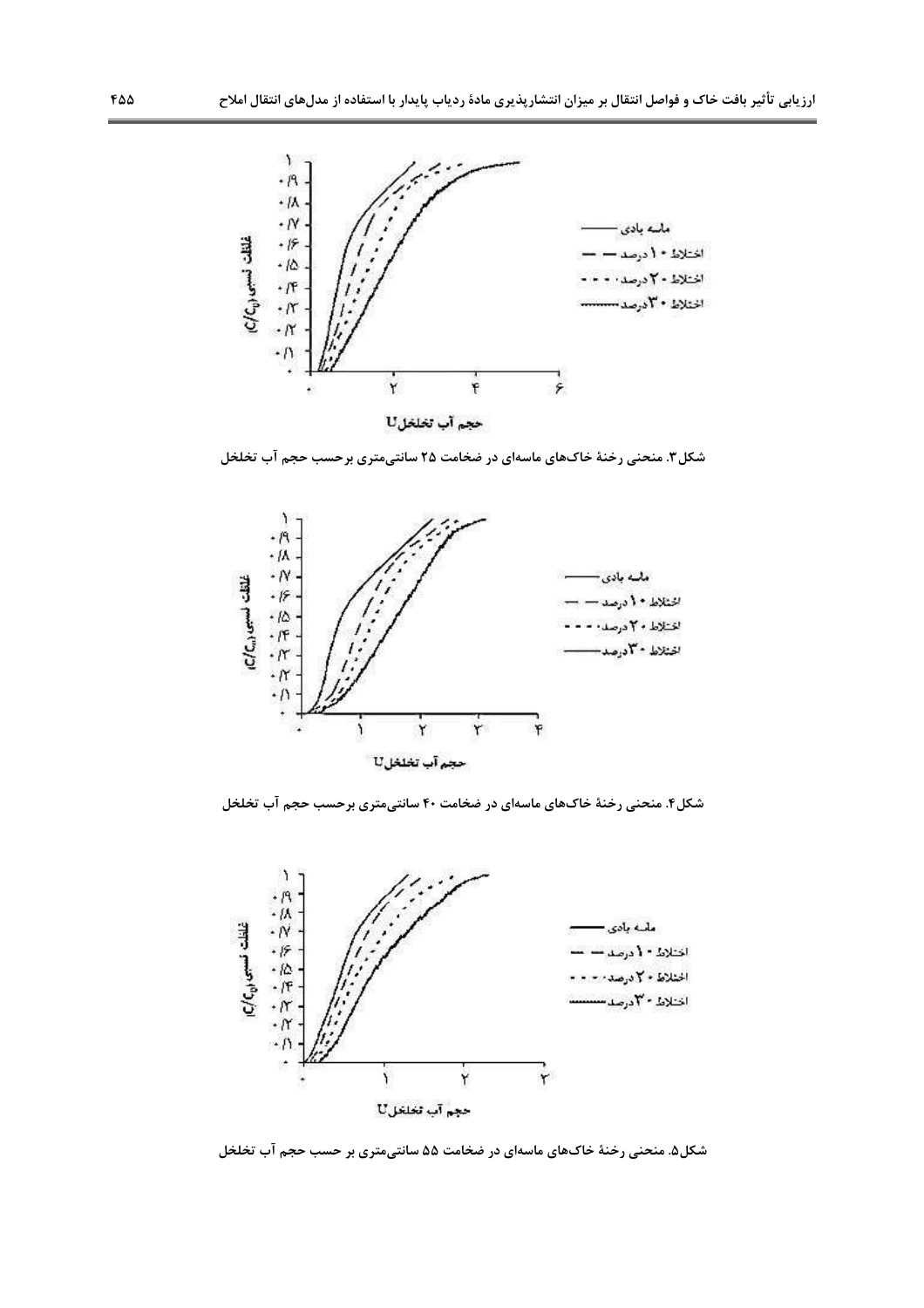شکل۳. منحنی رخنهٔ خاک‌های ماسه‌ای در ضخامت ۲۵ سانتی‌متری برحسب حجم آب تخلخل

شکل۴. منحنی رخنهٔ خاک‌های ماسه‌ای در ضخامت ۴۰ سانتی‌متری برحسب حجم آب تخلخل

شکل۵. منحنی رخنهٔ خاک‌های ماسه‌ای در ضخامت ۵۵ سانتی‌متری بر حسب حجم آب تخلخل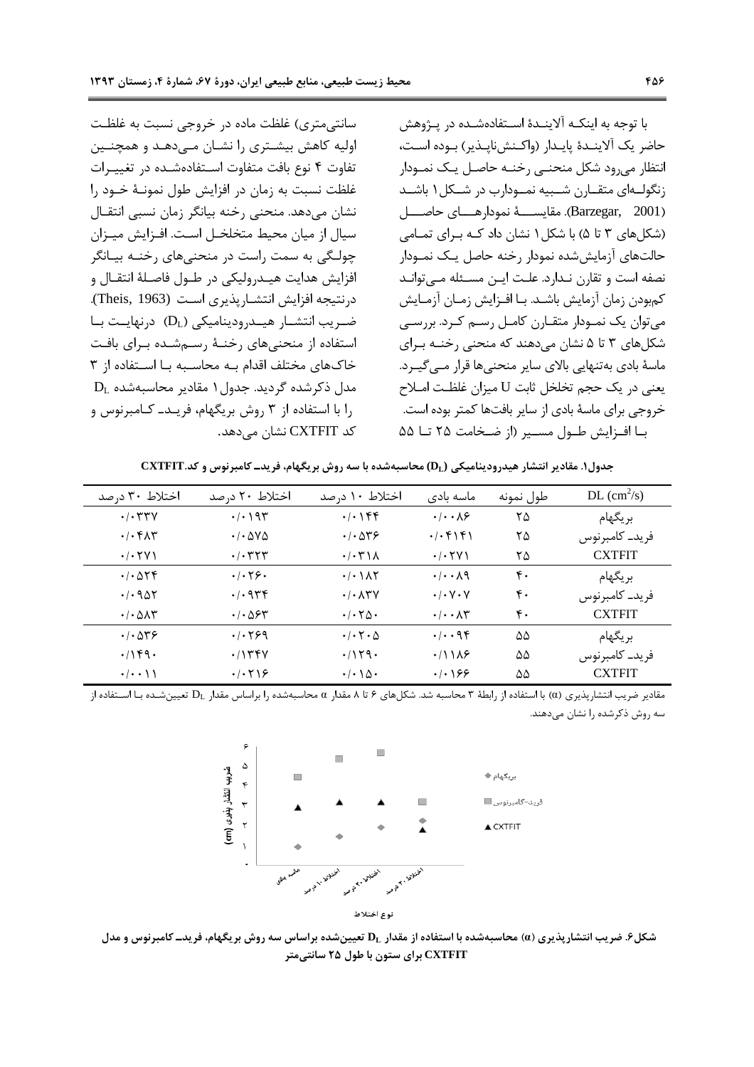با توجه به اینکه آلایندهٔ استفاده‌شده در پژوهش حاضر یک آلایندهٔ پایدار (واکنش‌ناپذیر) بوده است، انتظار می‌رود شکل منحنی رخنه حاصل یک نمودار زنگوله‌ای متقارن شبیه نمودارب در شکل۱ باشد (Barzegar, 2001). مقایسهٔ نمودارهای حاصل (شکل‌های ۳ تا ۵) با شکل۱ نشان داد که برای تمامی حالت‌های آزمایش‌شده نمودار رخنه حاصل یک نمودار نصفه است و تقارن ندارد. علت این مسئله می‌تواند کم‌بودن زمان آزمایش باشد. با افزایش زمان آزمایش می‌توان یک نمودار متقارن کامل رسم کرد. بررسی شکل‌های ۳ تا ۵ نشان می‌دهند که منحنی رخنه برای ماسهٔ بادی به‌تنهایی بالای سایر منحنی‌ها قرار می‌گیرد. یعنی در یک حجم تخلخل ثابت U میزان غلظت املاح خروجی برای ماسهٔ بادی از سایر بافت‌ها کمتر بوده است.

با افزایش طول مسیر (از ضخامت ۲۵ تا ۵۵ سانتی‌متری) غلظت ماده در خروجی نسبت به غلظت اولیه کاهش بیشتری را نشان می‌دهد و همچنین تفاوت ۴ نوع بافت متفاوت استفاده‌شده در تغییرات غلظت نسبت به زمان در افزایش طول نمونهٔ خود را نشان می‌دهد. منحنی رخنه بیانگر زمان نسبی انتقال سیال از میان محیط متخلخل است. افزایش میزان چولگی به سمت راست در منحنی‌های رخنه بیانگر افزایش هدایت هیدرولیکی در طول فاصلهٔ انتقال و درنتیجه افزایش انتشارپذیری است (Theis, 1963). ضریب انتشار هیدرودینامیکی ($D_L$) درنهایت با استفاده از منحنی‌های رخنهٔ رسم‌شده برای بافت خاک‌های مختلف اقدام به محاسبه با استفاده از ۳ مدل ذکرشده گردید. جدول۱ مقادیر محاسبه‌شده $D_L$ را با استفاده از ۳ روش بریگهام، فرید- کامبرنوس و کد CXTFIT نشان می‌دهد.

**جدول۱. مقادیر انتشار هیدرودینامیکی ($D_L$) محاسبه‌شده با سه روش بریگهام، فرید- کامبرنوس و کد CXTFIT**

| DL ($cm^2/s$) | طول نمونه | ماسه بادی | اختلاط ۱۰ درصد | اختلاط ۲۰ درصد | اختلاط ۳۰ درصد |
|---|---|---|---|---|---|
| بریگهام | ۲۵ | ۰/۰۰۸۶ | ۰/۰۱۴۴ | ۰/۰۱۹۳ | ۰/۰۳۳۷ |
| فرید- کامبرنوس | ۲۵ | ۰/۰۴۱۴۱ | ۰/۰۵۳۶ | ۰/۰۵۷۵ | ۰/۰۴۸۳ |
| CXTFIT | ۲۵ | ۰/۰۲۷۱ | ۰/۰۳۱۸ | ۰/۰۳۲۳ | ۰/۰۲۷۱ |
| بریگهام | ۴۰ | ۰/۰۰۸۹ | ۰/۰۱۸۲ | ۰/۰۲۶۰ | ۰/۰۵۲۴ |
| فرید- کامبرنوس | ۴۰ | ۰/۰۷۰۷ | ۰/۰۸۳۷ | ۰/۰۹۳۴ | ۰/۰۹۵۲ |
| CXTFIT | ۴۰ | ۰/۰۰۸۳ | ۰/۰۲۵۰ | ۰/۰۵۶۳ | ۰/۰۵۸۳ |
| بریگهام | ۵۵ | ۰/۰۰۹۴ | ۰/۰۲۰۵ | ۰/۰۲۶۹ | ۰/۰۵۳۶ |
| فرید- کامبرنوس | ۵۵ | ۰/۱۱۸۶ | ۰/۱۲۹۰ | ۰/۱۳۴۷ | ۰/۱۴۹۰ |
| CXTFIT | ۵۵ | ۰/۰۱۶۶ | ۰/۰۱۵۰ | ۰/۰۲۱۶ | ۰/۰۰۱۱ |

مقادیر ضریب انتشارپذیری (α) با استفاده از رابطهٔ ۳ محاسبه شد. شکل‌های ۶ تا ۸ مقدار α محاسبه‌شده را براساس مقدار $D_L$ تعیین‌شده با استفاده از سه روش ذکرشده را نشان می‌دهند.

**شکل۶. ضریب انتشارپذیری (α) محاسبه‌شده با استفاده از مقدار $D_L$ تعیین‌شده براساس سه روش بریگهام، فرید- کامبرنوس و مدل CXTFIT برای ستون با طول ۲۵ سانتی‌متر**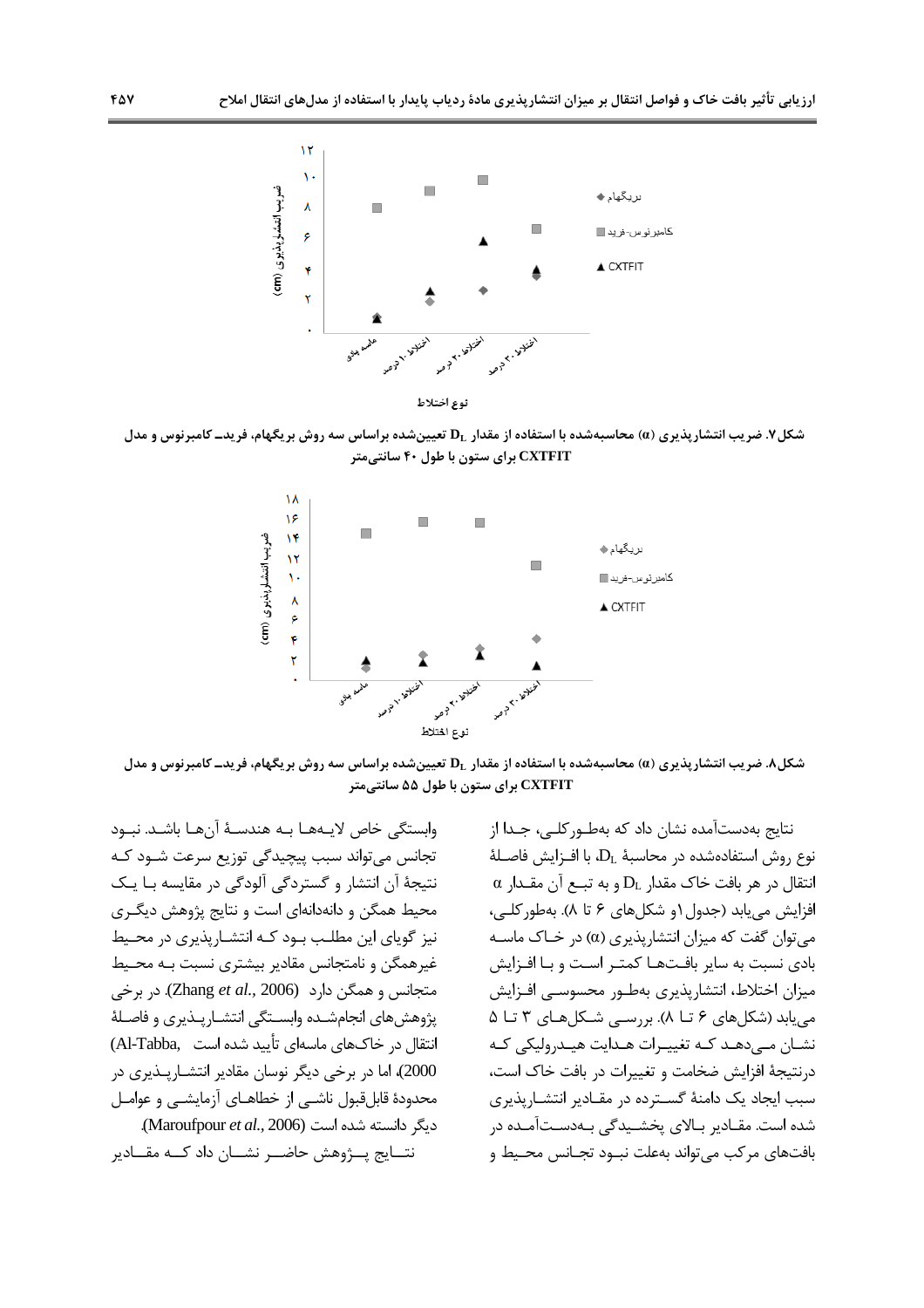شکل۷. ضریب انتشارپذیری (α) محاسبه‌شده با استفاده از مقدار $D_L$ تعیین‌شده براساس سه روش بریگهام، فرید-کامبرنوس و مدل CXTFIT برای ستون با طول ۴۰ سانتی‌متر

شکل۸. ضریب انتشارپذیری (α) محاسبه‌شده با استفاده از مقدار $D_L$ تعیین‌شده براساس سه روش بریگهام، فرید-کامبرنوس و مدل CXTFIT برای ستون با طول ۵۵ سانتی‌متر

نتایج به‌دست‌آمده نشان داد که به‌طورکلی، جدا از نوع روش استفاده‌شده در محاسبهٔ $D_L$، با افزایش فاصلهٔ انتقال در هر بافت خاک مقدار $D_L$ و به تبع آن مقدار α افزایش می‌یابد (جدول ۱و شکل‌های ۶ تا ۸). به‌طورکلی، می‌توان گفت که میزان انتشارپذیری (α) در خاک ماسه بادی نسبت به سایر بافت‌ها کمتر است و با افزایش میزان اختلاط، انتشارپذیری به‌طور محسوسی افزایش می‌یابد (شکل‌های ۶ تا ۸). بررسی شکل‌های ۳ تا ۵ نشان می‌دهد که تغییرات هدایت هیدرولیکی که درنتیجهٔ افزایش ضخامت و تغییرات در بافت خاک است، سبب ایجاد یک دامنهٔ گسترده در مقادیر انتشارپذیری شده است. مقادیر بالای پخشیدگی به‌دست‌آمده در بافت‌های مرکب می‌تواند به‌علت نبود تجانس محیط و وابستگی خاص لایه‌ها به هندسهٔ آن‌ها باشد. نبود تجانس می‌تواند سبب پیچیدگی توزیع سرعت شود که نتیجهٔ آن انتشار و گستردگی آلودگی در مقایسه با یک محیط همگن و دانه‌دانه‌ای است و نتایج پژوهش دیگری نیز گویای این مطلب بود که انتشارپذیری در محیط غیرهمگن و نامتجانس مقادیر بیشتری نسبت به محیط متجانس و همگن دارد (Zhang *et al.*, 2006). در برخی پژوهش‌های انجام‌شده وابستگی انتشارپذیری و فاصلهٔ انتقال در خاک‌های ماسه‌ای تأیید شده است (Al-Tabba, 2000)، اما در برخی دیگر نوسان مقادیر انتشارپذیری در محدودهٔ قابل‌قبول ناشی از خطاهای آزمایشی و عوامل دیگر دانسته شده است (Maroufpour *et al.*, 2006).

نتایج پژوهش حاضر نشان داد که مقادیر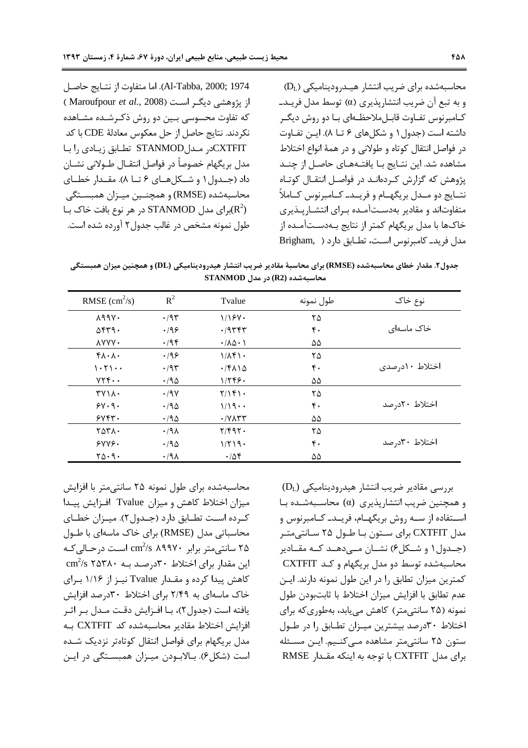محاسبه‌شده برای ضریب انتشار هیدرودینامیکی ($D_L$) و به تبع آن ضریب انتشارپذیری ($\alpha$) توسط مدل فرید- کامبرنوس تفاوت قابل‌ملاحظه‌ای با دو روش دیگر داشته است (جدول۱ و شکل‌های ۶ تا ۸). این تفاوت در فواصل انتقال کوتاه و طولانی و در همهٔ انواع اختلاط مشاهده شد. این نتایج با یافته‌های حاصل از چند پژوهش که گزارش کرده‌اند در فواصل انتقال کوتاه نتایج دو مدل بریگهام و فرید- کامبرنوس کاملاً متفاوت‌اند و مقادیر به‌دست‌آمده برای انتشارپذیری خاک‌ها با مدل بریگهام کمتر از نتایج به‌دست‌آمده از مدل فرید- کامبرنوس است، تطابق دارد (Brigham, 1974; Al-Tabba, 2000). اما متفاوت از نتایج حاصل از پژوهشی دیگر است (Maroufpour *et al.*, 2008) که تفاوت محسوسی بین دو روش ذکرشده مشاهده نکردند. نتایج حاصل از حل معکوس معادلهٔ CDE با کد CXTFITدر مدلSTANMOD تطابق زیادی را با مدل بریگهام خصوصاً در فواصل انتقال طولانی نشان داد (جدول۱ و شکل‌های ۶ تا ۸). مقدار خطای محاسبه‌شده (RMSE) و همچنین میزان همبستگی ($R^2$)برای مدل STANMOD در هر نوع بافت خاک با طول نمونه مشخص در غالب جدول۲ آورده شده است.

**جدول۲. مقدار خطای محاسبه‌شده (RMSE) برای محاسبهٔ مقادیر ضریب انتشار هیدرودینامیکی (DL) و همچنین میزان همبستگی محاسبه‌شده (R2) در مدل STANMOD**

| نوع خاک | طول نمونه | Tvalue | $R^2$ | RMSE ($cm^2/s$) |
|---|---|---|---|---|
| خاک ماسه‌ای | ۲۵ | ۱/۱۶۷۰ | ۰/۹۳ | ۸۹۹۷۰ |
| | ۴۰ | ۰/۹۳۴۳ | ۰/۹۶ | ۵۴۳۹۰ |
| | ۵۵ | ۰/۸۵۰۱ | ۰/۹۴ | ۸۷۷۷۰ |
| اختلاط ۱۰درصدی | ۲۵ | ۱/۸۴۱۰ | ۰/۹۶ | ۴۸۰۸۰ |
| | ۴۰ | ۰/۴۸۱۵ | ۰/۹۳ | ۱۰۲۱۰۰ |
| | ۵۵ | ۱/۲۴۶۰ | ۰/۹۵ | ۷۲۴۰۰ |
| اختلاط ۲۰درصد | ۲۵ | ۲/۱۴۱۰ | ۰/۹۷ | ۳۷۱۸۰ |
| | ۴۰ | ۱/۱۹۰۰ | ۰/۹۵ | ۶۷۰۹۰ |
| | ۵۵ | ۰/۷۸۳۳ | ۰/۹۵ | ۶۷۴۳۰ |
| اختلاط ۳۰درصد | ۲۵ | ۲/۴۹۲۰ | ۰/۹۸ | ۲۵۳۸۰ |
| | ۴۰ | ۱/۲۱۹۰ | ۰/۹۵ | ۶۷۷۶۰ |
| | ۵۵ | ۰/۵۴ | ۰/۹۸ | ۲۵۰۹۰ |

بررسی مقادیر ضریب انتشار هیدرودینامیکی ($D_L$) و همچنین ضریب انتشارپذیری ($\alpha$) محاسبه‌شده با استفاده از سه روش بریگهام، فرید- کامبرنوس و مدل CXTFIT برای ستون با طول ۲۵ سانتی‌متر (جدول۱ و شکل۶) نشان می‌دهد که مقادیر محاسبه‌شده توسط دو مدل بریگهام و کد CXTFIT کمترین میزان تطابق را در این طول نمونه دارند. این عدم تطابق با افزایش میزان اختلاط با ثابت‌بودن طول نمونه (۲۵ سانتی‌متر) کاهش می‌یابد، به‌طوری‌که برای اختلاط ۳۰درصد بیشترین میزان تطابق را در طول ستون ۲۵ سانتی‌متر مشاهده می‌کنیم. این مسئله برای مدل CXTFIT با توجه به اینکه مقدار RMSE محاسبه‌شده برای طول نمونه ۲۵ سانتی‌متر با افزایش میزان اختلاط کاهش و میزان Tvalue افزایش پیدا کرده است تطابق دارد (جدول۲). میزان خطای محاسباتی مدل (RMSE) برای خاک ماسه‌ای با طول ۲۵ سانتی‌متر برابر ۸۹۹۷۰ $cm^2/s$ است درحالی‌که این مقدار برای اختلاط ۳۰درصد به ۲۵۳۸۰ $cm^2/s$ کاهش پیدا کرده و مقدار Tvalue نیز از ۱/۱۶ برای خاک ماسه‌ای به ۲/۴۹ برای اختلاط ۳۰درصد افزایش یافته است (جدول۲)، با افزایش دقت مدل بر اثر افزایش اختلاط مقادیر محاسبه‌شده کد CXTFIT به مدل بریگهام برای فواصل انتقال کوتاه‌تر نزدیک شده است (شکل۶). بالابودن میزان همبستگی در این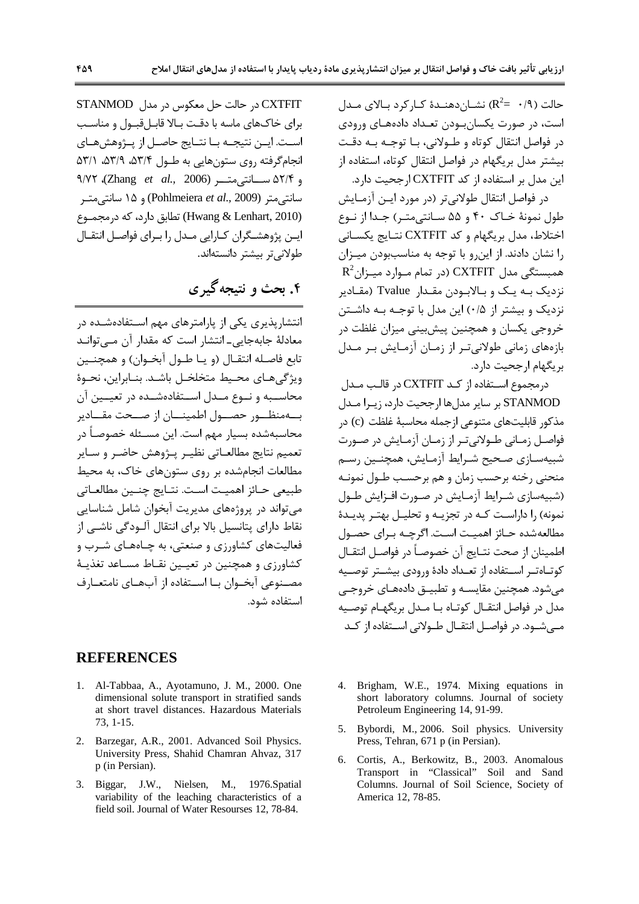حالت ($R^2$= ۰/۹) نشان‌دهندهٔ کارکرد بالای مدل است، در صورت یکسان‌بودن تعداد داده‌های ورودی در فواصل انتقال کوتاه و طولانی، با توجه به دقت بیشتر مدل بریگهام در فواصل انتقال کوتاه، استفاده از این مدل بر استفاده از کد CXTFIT ارجحیت دارد.

در فواصل انتقال طولانی‌تر (در مورد این آزمایش طول نمونهٔ خاک ۴۰ و ۵۵ سانتی‌متر) جدا از نوع اختلاط، مدل بریگهام و کد CXTFIT نتایج یکسانی را نشان دادند. از این‌رو با توجه به مناسب‌بودن میزان همبستگی مدل CXTFIT (در تمام موارد میزان $R^2$ نزدیک به یک و بالابودن مقدار Tvalue (مقادیر نزدیک و بیشتر از ۰/۵) این مدل با توجه به داشتن خروجی یکسان و همچنین پیش‌بینی میزان غلظت در بازه‌های زمانی طولانی‌تر از زمان آزمایش بر مدل بریگهام ارجحیت دارد.

درمجموع استفاده از کد CXTFIT در قالب مدل STANMOD بر سایر مدل‌ها ارجحیت دارد، زیرا مدل مذکور قابلیت‌های متنوعی ازجمله محاسبهٔ غلظت (c) در فواصل زمانی طولانی‌تر از زمان آزمایش در صورت شبیه‌سازی صحیح شرایط آزمایش، همچنین رسم منحنی رخنه برحسب زمان و هم برحسب طول نمونه (شبیه‌سازی شرایط آزمایش در صورت افزایش طول نمونه) را داراست که در تجزیه و تحلیل بهتر پدیدهٔ مطالعه‌شده حائز اهمیت است. اگرچه برای حصول اطمینان از صحت نتایج آن خصوصاً در فواصل انتقال کوتاه‌تر استفاده از تعداد دادهٔ ورودی بیشتر توصیه می‌شود. همچنین مقایسه و تطبیق داده‌های خروجی مدل در فواصل انتقال کوتاه با مدل بریگهام توصیه می‌شود. در فواصل انتقال طولانی استفاده از کد CXTFIT در حالت حل معکوس در مدل STANMOD برای خاک‌های ماسه با دقت بالا قابل‌قبول و مناسب است. این نتیجه با نتایج حاصل از پژوهش‌های انجام‌گرفته روی ستون‌هایی به طول ۵۳/۴، ۵۳/۹، ۵۳/۱ و ۵۲/۴ سانتی‌متر (Zhang *et al.,* 2006)، ۹/۷۲ سانتی‌متر (Pohlmeiera *et al.*, 2009) و ۱۵ سانتی‌متر (Hwang & Lenhart, 2010) تطابق دارد، که درمجموع این پژوهشگران کارایی مدل را برای فواصل انتقال طولانی‌تر بیشتر دانسته‌اند.

## ۴. بحث و نتیجه‌گیری

انتشارپذیری یکی از پارامترهای مهم استفاده‌شده در معادلهٔ جابه‌جایی- انتشار است که مقدار آن می‌تواند تابع فاصله انتقال (و یا طول آبخوان) و همچنین ویژگی‌های محیط متخلخل باشد. بنابراین، نحوهٔ محاسبه و نوع مدل استفاده‌شده در تعیین آن به‌منظور حصول اطمینان از صحت مقادیر محاسبه‌شده بسیار مهم است. این مسئله خصوصاً در تعمیم نتایج مطالعاتی نظیر پژوهش حاضر و سایر مطالعات انجام‌شده بر روی ستون‌های خاک، به محیط طبیعی حائز اهمیت است. نتایج چنین مطالعاتی می‌تواند در پروژه‌های مدیریت آبخوان شامل شناسایی نقاط دارای پتانسیل بالا برای انتقال آلودگی ناشی از فعالیت‌های کشاورزی و صنعتی، به چاه‌های شرب و کشاورزی و همچنین در تعیین نقاط مساعد تغذیهٔ مصنوعی آبخوان با استفاده از آب‌های نامتعارف استفاده شود.

## REFERENCES

1. Al-Tabbaa, A., Ayotamuno, J. M., 2000. One dimensional solute transport in stratified sands at short travel distances. Hazardous Materials 73, 1-15.
2. Barzegar, A.R., 2001. Advanced Soil Physics. University Press, Shahid Chamran Ahvaz, 317 p (in Persian).
3. Biggar, J.W., Nielsen, M., 1976.Spatial variability of the leaching characteristics of a field soil. Journal of Water Resourses 12, 78-84.
4. Brigham, W.E., 1974. Mixing equations in short laboratory columns. Journal of society Petroleum Engineering 14, 91-99.
5. Bybordi, M., 2006. Soil physics. University Press, Tehran, 671 p (in Persian).
6. Cortis, A., Berkowitz, B., 2003. Anomalous Transport in "Classical" Soil and Sand Columns. Journal of Soil Science, Society of America 12, 78-85.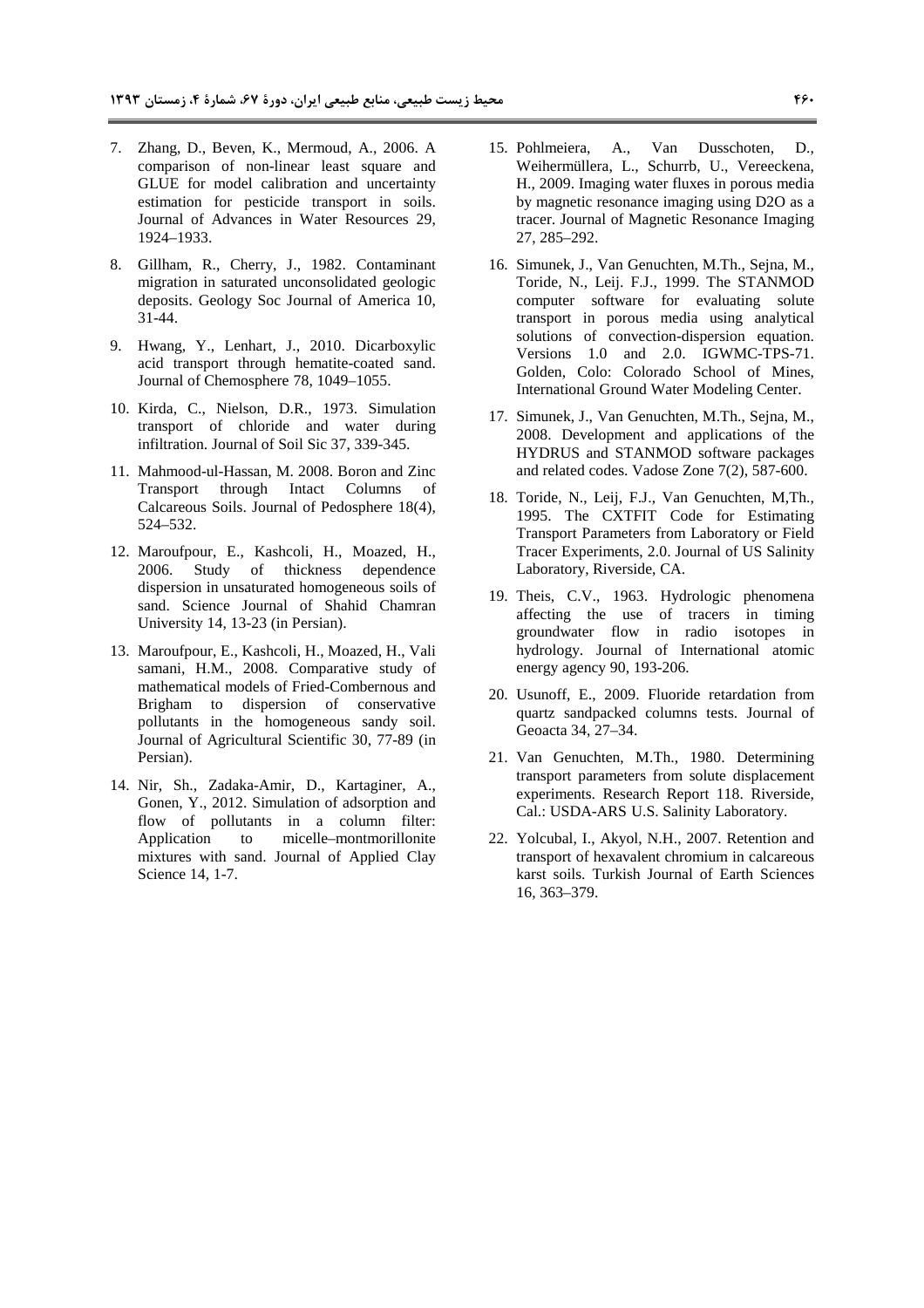7. Zhang, D., Beven, K., Mermoud, A., 2006. A comparison of non-linear least square and GLUE for model calibration and uncertainty estimation for pesticide transport in soils. Journal of Advances in Water Resources 29, 1924–1933.

8. Gillham, R., Cherry, J., 1982. Contaminant migration in saturated unconsolidated geologic deposits. Geology Soc Journal of America 10, 31-44.

9. Hwang, Y., Lenhart, J., 2010. Dicarboxylic acid transport through hematite-coated sand. Journal of Chemosphere 78, 1049–1055.

10. Kirda, C., Nielson, D.R., 1973. Simulation transport of chloride and water during infiltration. Journal of Soil Sic 37, 339-345.

11. Mahmood-ul-Hassan, M. 2008. Boron and Zinc Transport through Intact Columns of Calcareous Soils. Journal of Pedosphere 18(4), 524–532.

12. Maroufpour, E., Kashcoli, H., Moazed, H., 2006. Study of thickness dependence dispersion in unsaturated homogeneous soils of sand. Science Journal of Shahid Chamran University 14, 13-23 (in Persian).

13. Maroufpour, E., Kashcoli, H., Moazed, H., Vali samani, H.M., 2008. Comparative study of mathematical models of Fried-Combernous and Brigham to dispersion of conservative pollutants in the homogeneous sandy soil. Journal of Agricultural Scientific 30, 77-89 (in Persian).

14. Nir, Sh., Zadaka-Amir, D., Kartaginer, A., Gonen, Y., 2012. Simulation of adsorption and flow of pollutants in a column filter: Application to micelle–montmorillonite mixtures with sand. Journal of Applied Clay Science 14, 1-7.

15. Pohlmeiera, A., Van Dusschoten, D., Weihermüllera, L., Schurrb, U., Vereeckena, H., 2009. Imaging water fluxes in porous media by magnetic resonance imaging using D2O as a tracer. Journal of Magnetic Resonance Imaging 27, 285–292.

16. Simunek, J., Van Genuchten, M.Th., Sejna, M., Toride, N., Leij. F.J., 1999. The STANMOD computer software for evaluating solute transport in porous media using analytical solutions of convection-dispersion equation. Versions 1.0 and 2.0. IGWMC-TPS-71. Golden, Colo: Colorado School of Mines, International Ground Water Modeling Center.

17. Simunek, J., Van Genuchten, M.Th., Sejna, M., 2008. Development and applications of the HYDRUS and STANMOD software packages and related codes. Vadose Zone 7(2), 587-600.

18. Toride, N., Leij, F.J., Van Genuchten, M,Th., 1995. The CXTFIT Code for Estimating Transport Parameters from Laboratory or Field Tracer Experiments, 2.0. Journal of US Salinity Laboratory, Riverside, CA.

19. Theis, C.V., 1963. Hydrologic phenomena affecting the use of tracers in timing groundwater flow in radio isotopes in hydrology. Journal of International atomic energy agency 90, 193-206.

20. Usunoff, E., 2009. Fluoride retardation from quartz sandpacked columns tests. Journal of Geoacta 34, 27–34.

21. Van Genuchten, M.Th., 1980. Determining transport parameters from solute displacement experiments. Research Report 118. Riverside, Cal.: USDA-ARS U.S. Salinity Laboratory.

22. Yolcubal, I., Akyol, N.H., 2007. Retention and transport of hexavalent chromium in calcareous karst soils. Turkish Journal of Earth Sciences 16, 363–379.